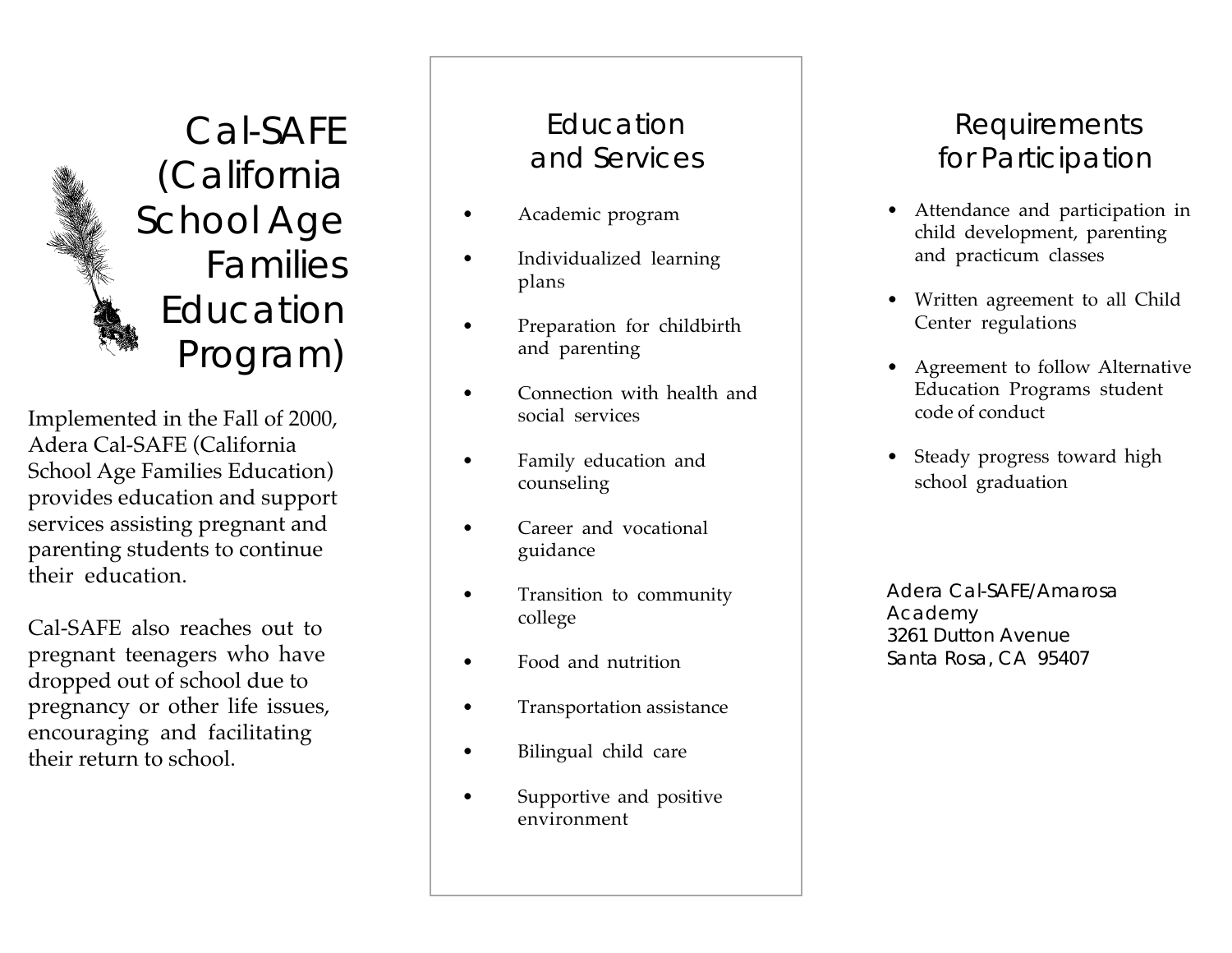# Cal-SAFE (California School Age Families Education Program)

Implemented in the Fall of 2000, Adera Cal-SAFE (California School Age Families Education) provides education and support services assisting pregnant and parenting students to continue their education.

Cal-SAFE also reaches out to pregnant teenagers who have dropped out of school due to pregnancy or other life issues, encouraging and facilitating their return to school.

## Education and Services

- Academic program
- Individualized learning plans
- Preparation for childbirth and parenting
- Connection with health and social services
- Family education and counseling
- Career and vocational guidance
- Transition to community college
- Food and nutrition
- Transportation assistance
- Bilingual child care
- Supportive and positive environment

## Requirements for Participation

- Attendance and participation in child development, parenting and practicum classes
- Written agreement to all Child Center regulations
- Agreement to follow Alternative Education Programs student code of conduct
- Steady progress toward high school graduation

Adera Cal-SAFE/Amarosa Academy
3261 Dutton Avenue
Santa Rosa, CA 95407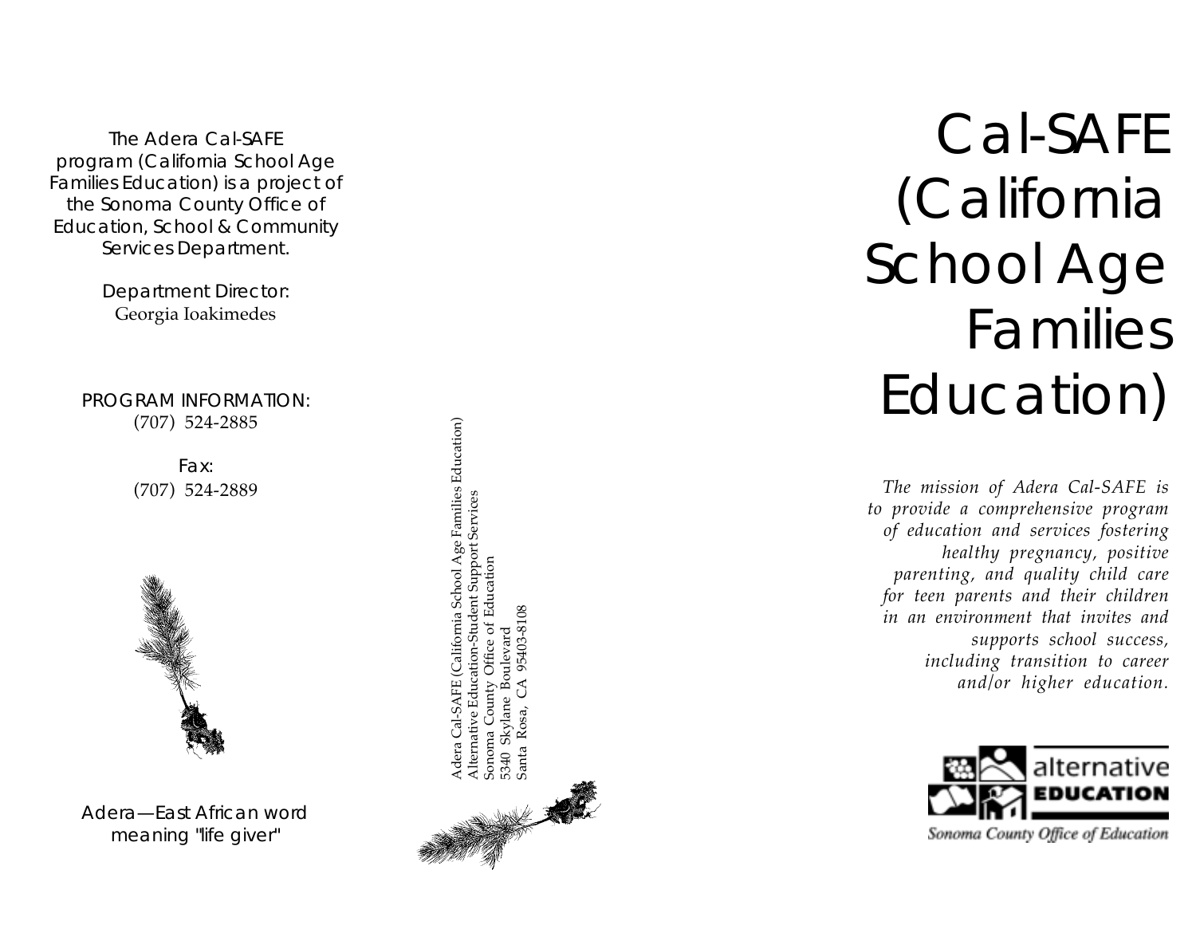The Adera Cal-SAFE program (California School Age Families Education) is a project of the Sonoma County Office of Education, School & Community Services Department.

Department Director:
Georgia Ioakimedes

PROGRAM INFORMATION:
(707) 524-2885

Fax:
(707) 524-2889

Adera—East African word meaning "life giver"

Adera Cal-SAFE (California School Age Families Education)
Alternative Education-Student Support Services
Sonoma County Office of Education
5340 Skylane Boulevard
Santa Rosa, CA 95403-8108

# Cal-SAFE (California School Age Families Education)

*The mission of Adera Cal-SAFE is to provide a comprehensive program of education and services fostering healthy pregnancy, positive parenting, and quality child care for teen parents and their children in an environment that invites and supports school success, including transition to career and/or higher education.*

alternative EDUCATION
Sonoma County Office of Education